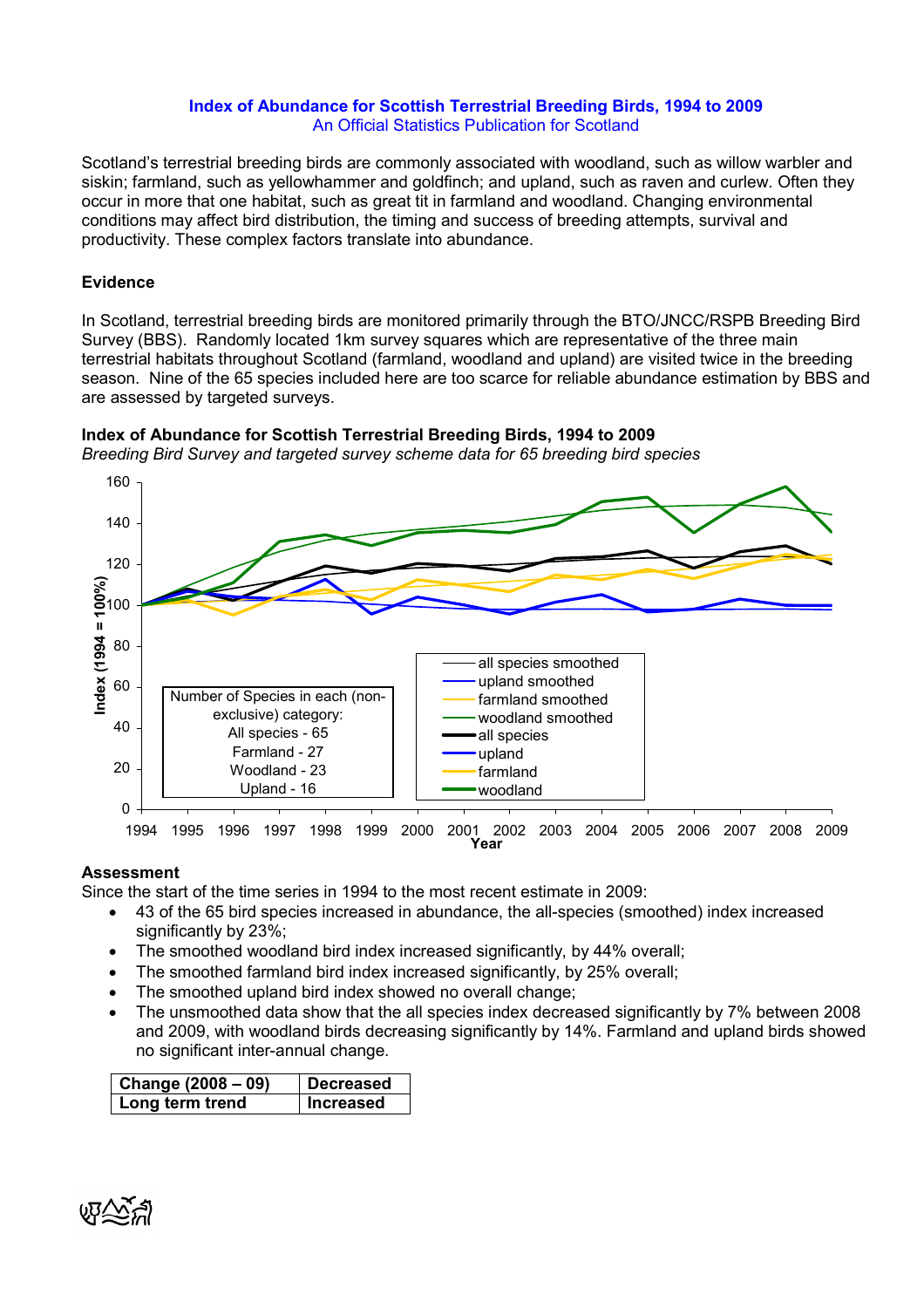# Index of Abundance for Scottish Terrestrial Breeding Birds, 1994 to 2009

An Official Statistics Publication for Scotland

Scotland's terrestrial breeding birds are commonly associated with woodland, such as willow warbler and siskin; farmland, such as yellowhammer and goldfinch; and upland, such as raven and curlew. Often they occur in more that one habitat, such as great tit in farmland and woodland. Changing environmental conditions may affect bird distribution, the timing and success of breeding attempts, survival and productivity. These complex factors translate into abundance.

## Evidence

In Scotland, terrestrial breeding birds are monitored primarily through the BTO/JNCC/RSPB Breeding Bird Survey (BBS). Randomly located 1km survey squares which are representative of the three main terrestrial habitats throughout Scotland (farmland, woodland and upland) are visited twice in the breeding season. Nine of the 65 species included here are too scarce for reliable abundance estimation by BBS and are assessed by targeted surveys.

**Index of Abundance for Scottish Terrestrial Breeding Birds, 1994 to 2009**

*Breeding Bird Survey and targeted survey scheme data for 65 breeding bird species*

Number of Species in each (non-exclusive) category:
All species - 65
Farmland - 27
Woodland - 23
Upland - 16

## Assessment

Since the start of the time series in 1994 to the most recent estimate in 2009:

- 43 of the 65 bird species increased in abundance, the all-species (smoothed) index increased significantly by 23%;
- The smoothed woodland bird index increased significantly, by 44% overall;
- The smoothed farmland bird index increased significantly, by 25% overall;
- The smoothed upland bird index showed no overall change;
- The unsmoothed data show that the all species index decreased significantly by 7% between 2008 and 2009, with woodland birds decreasing significantly by 14%. Farmland and upland birds showed no significant inter-annual change.

| **Change (2008 – 09)** | **Decreased** |
|---|---|
| **Long term trend** | **Increased** |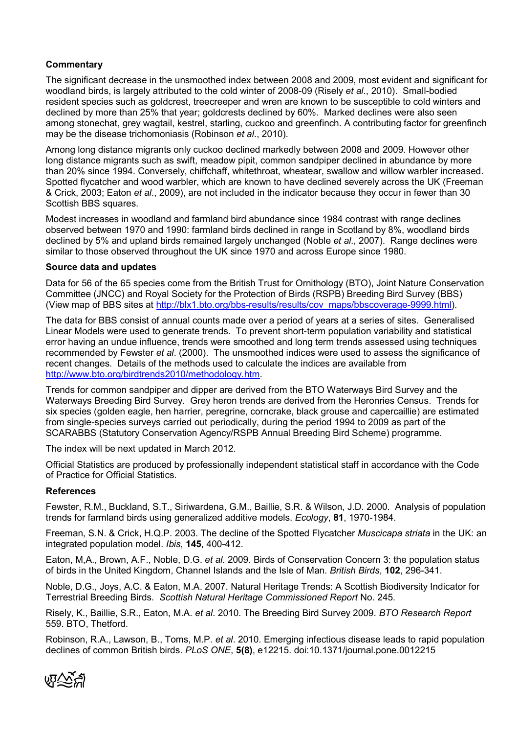### Commentary

The significant decrease in the unsmoothed index between 2008 and 2009, most evident and significant for woodland birds, is largely attributed to the cold winter of 2008-09 (Risely *et al*., 2010). Small-bodied resident species such as goldcrest, treecreeper and wren are known to be susceptible to cold winters and declined by more than 25% that year; goldcrests declined by 60%. Marked declines were also seen among stonechat, grey wagtail, kestrel, starling, cuckoo and greenfinch. A contributing factor for greenfinch may be the disease trichomoniasis (Robinson *et al*., 2010).

Among long distance migrants only cuckoo declined markedly between 2008 and 2009. However other long distance migrants such as swift, meadow pipit, common sandpiper declined in abundance by more than 20% since 1994. Conversely, chiffchaff, whitethroat, wheatear, swallow and willow warbler increased. Spotted flycatcher and wood warbler, which are known to have declined severely across the UK (Freeman & Crick, 2003; Eaton *et al*., 2009), are not included in the indicator because they occur in fewer than 30 Scottish BBS squares.

Modest increases in woodland and farmland bird abundance since 1984 contrast with range declines observed between 1970 and 1990: farmland birds declined in range in Scotland by 8%, woodland birds declined by 5% and upland birds remained largely unchanged (Noble *et al*., 2007). Range declines were similar to those observed throughout the UK since 1970 and across Europe since 1980.

### Source data and updates

Data for 56 of the 65 species come from the British Trust for Ornithology (BTO), Joint Nature Conservation Committee (JNCC) and Royal Society for the Protection of Birds (RSPB) Breeding Bird Survey (BBS) (View map of BBS sites at http://blx1.bto.org/bbs-results/results/cov_maps/bbscoverage-9999.html).

The data for BBS consist of annual counts made over a period of years at a series of sites. Generalised Linear Models were used to generate trends. To prevent short-term population variability and statistical error having an undue influence, trends were smoothed and long term trends assessed using techniques recommended by Fewster *et al*. (2000). The unsmoothed indices were used to assess the significance of recent changes. Details of the methods used to calculate the indices are available from http://www.bto.org/birdtrends2010/methodology.htm.

Trends for common sandpiper and dipper are derived from the BTO Waterways Bird Survey and the Waterways Breeding Bird Survey. Grey heron trends are derived from the Heronries Census. Trends for six species (golden eagle, hen harrier, peregrine, corncrake, black grouse and capercaillie) are estimated from single-species surveys carried out periodically, during the period 1994 to 2009 as part of the SCARABBS (Statutory Conservation Agency/RSPB Annual Breeding Bird Scheme) programme.

The index will be next updated in March 2012.

Official Statistics are produced by professionally independent statistical staff in accordance with the Code of Practice for Official Statistics.

### References

Fewster, R.M., Buckland, S.T., Siriwardena, G.M., Baillie, S.R. & Wilson, J.D. 2000. Analysis of population trends for farmland birds using generalized additive models. *Ecology*, **81**, 1970-1984.

Freeman, S.N. & Crick, H.Q.P. 2003. The decline of the Spotted Flycatcher *Muscicapa striata* in the UK: an integrated population model. *Ibis*, **145**, 400-412.

Eaton, M,A., Brown, A.F., Noble, D.G. *et al.* 2009. Birds of Conservation Concern 3: the population status of birds in the United Kingdom, Channel Islands and the Isle of Man. *British Birds*, **102**, 296-341.

Noble, D.G., Joys, A.C. & Eaton, M.A. 2007. Natural Heritage Trends: A Scottish Biodiversity Indicator for Terrestrial Breeding Birds. *Scottish Natural Heritage Commissioned Report* No. 245*.*

Risely, K., Baillie, S.R., Eaton, M.A. *et al*. 2010. The Breeding Bird Survey 2009. *BTO Research Report* 559. BTO, Thetford.

Robinson, R.A., Lawson, B., Toms, M.P. *et al*. 2010. Emerging infectious disease leads to rapid population declines of common British birds. *PLoS ONE*, **5(8)**, e12215. doi:10.1371/journal.pone.0012215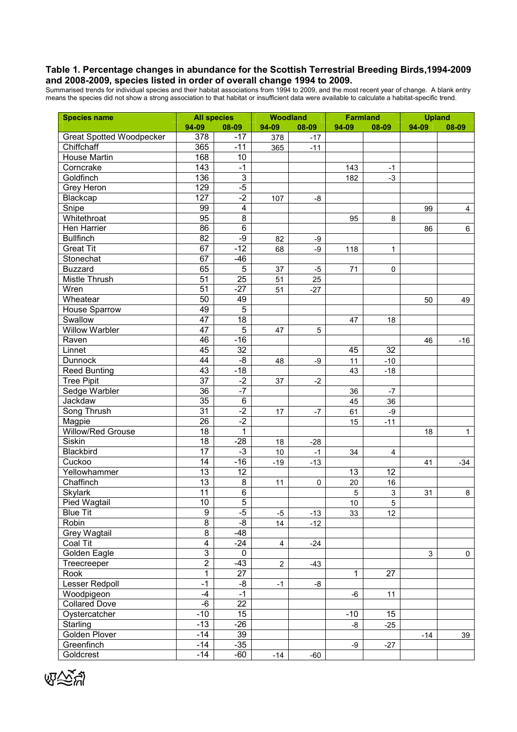**Table 1. Percentage changes in abundance for the Scottish Terrestrial Breeding Birds,1994-2009 and 2008-2009, species listed in order of overall change 1994 to 2009.**

Summarised trends for individual species and their habitat associations from 1994 to 2009, and the most recent year of change. A blank entry means the species did not show a strong association to that habitat or insufficient data were available to calculate a habitat-specific trend.

| Species name | All species | | Woodland | | Farmland | | Upland | |
|---|---|---|---|---|---|---|---|---|
| | 94-09 | 08-09 | 94-09 | 08-09 | 94-09 | 08-09 | 94-09 | 08-09 |
| Great Spotted Woodpecker | 378 | -17 | 378 | -17 | | | | |
| Chiffchaff | 365 | -11 | 365 | -11 | | | | |
| House Martin | 168 | 10 | | | | | | |
| Corncrake | 143 | -1 | | | 143 | -1 | | |
| Goldfinch | 136 | 3 | | | 182 | -3 | | |
| Grey Heron | 129 | -5 | | | | | | |
| Blackcap | 127 | -2 | 107 | -8 | | | | |
| Snipe | 99 | 4 | | | | | 99 | 4 |
| Whitethroat | 95 | 8 | | | 95 | 8 | | |
| Hen Harrier | 86 | 6 | | | | | 86 | 6 |
| Bullfinch | 82 | -9 | 82 | -9 | | | | |
| Great Tit | 67 | -12 | 68 | -9 | 118 | 1 | | |
| Stonechat | 67 | -46 | | | | | | |
| Buzzard | 65 | 5 | 37 | -5 | 71 | 0 | | |
| Mistle Thrush | 51 | 25 | 51 | 25 | | | | |
| Wren | 51 | -27 | 51 | -27 | | | | |
| Wheatear | 50 | 49 | | | | | 50 | 49 |
| House Sparrow | 49 | 5 | | | | | | |
| Swallow | 47 | 18 | | | 47 | 18 | | |
| Willow Warbler | 47 | 5 | 47 | 5 | | | | |
| Raven | 46 | -16 | | | | | 46 | -16 |
| Linnet | 45 | 32 | | | 45 | 32 | | |
| Dunnock | 44 | -8 | 48 | -9 | 11 | -10 | | |
| Reed Bunting | 43 | -18 | | | 43 | -18 | | |
| Tree Pipit | 37 | -2 | 37 | -2 | | | | |
| Sedge Warbler | 36 | -7 | | | 36 | -7 | | |
| Jackdaw | 35 | 6 | | | 45 | 36 | | |
| Song Thrush | 31 | -2 | 17 | -7 | 61 | -9 | | |
| Magpie | 26 | -2 | | | 15 | -11 | | |
| Willow/Red Grouse | 18 | 1 | | | | | 18 | 1 |
| Siskin | 18 | -28 | 18 | -28 | | | | |
| Blackbird | 17 | -3 | 10 | -1 | 34 | 4 | | |
| Cuckoo | 14 | -16 | -19 | -13 | | | 41 | -34 |
| Yellowhammer | 13 | 12 | | | 13 | 12 | | |
| Chaffinch | 13 | 8 | 11 | 0 | 20 | 16 | | |
| Skylark | 11 | 6 | | | 5 | 3 | 31 | 8 |
| Pied Wagtail | 10 | 5 | | | 10 | 5 | | |
| Blue Tit | 9 | -5 | -5 | -13 | 33 | 12 | | |
| Robin | 8 | -8 | 14 | -12 | | | | |
| Grey Wagtail | 8 | -48 | | | | | | |
| Coal Tit | 4 | -24 | 4 | -24 | | | | |
| Golden Eagle | 3 | 0 | | | | | 3 | 0 |
| Treecreeper | 2 | -43 | 2 | -43 | | | | |
| Rook | 1 | 27 | | | 1 | 27 | | |
| Lesser Redpoll | -1 | -8 | -1 | -8 | | | | |
| Woodpigeon | -4 | -1 | | | -6 | 11 | | |
| Collared Dove | -6 | 22 | | | | | | |
| Oystercatcher | -10 | 15 | | | -10 | 15 | | |
| Starling | -13 | -26 | | | -8 | -25 | | |
| Golden Plover | -14 | 39 | | | | | -14 | 39 |
| Greenfinch | -14 | -35 | | | -9 | -27 | | |
| Goldcrest | -14 | -60 | -14 | -60 | | | | |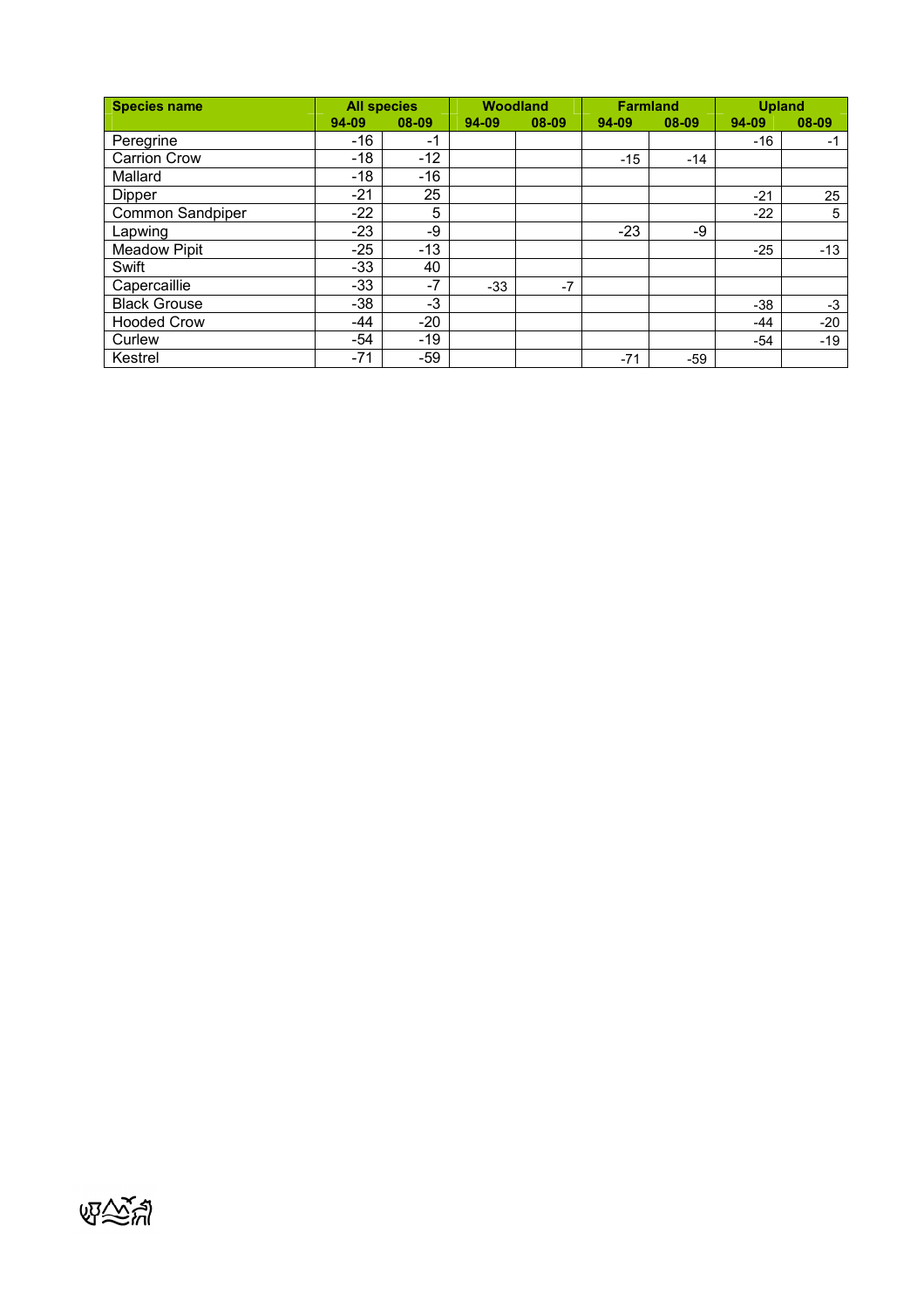| Species name | All species | | Woodland | | Farmland | | Upland | |
|---|---|---|---|---|---|---|---|---|
| | 94-09 | 08-09 | 94-09 | 08-09 | 94-09 | 08-09 | 94-09 | 08-09 |
| Peregrine | -16 | -1 | | | | | -16 | -1 |
| Carrion Crow | -18 | -12 | | | -15 | -14 | | |
| Mallard | -18 | -16 | | | | | | |
| Dipper | -21 | 25 | | | | | -21 | 25 |
| Common Sandpiper | -22 | 5 | | | | | -22 | 5 |
| Lapwing | -23 | -9 | | | -23 | -9 | | |
| Meadow Pipit | -25 | -13 | | | | | -25 | -13 |
| Swift | -33 | 40 | | | | | | |
| Capercaillie | -33 | -7 | -33 | -7 | | | | |
| Black Grouse | -38 | -3 | | | | | -38 | -3 |
| Hooded Crow | -44 | -20 | | | | | -44 | -20 |
| Curlew | -54 | -19 | | | | | -54 | -19 |
| Kestrel | -71 | -59 | | | -71 | -59 | | |